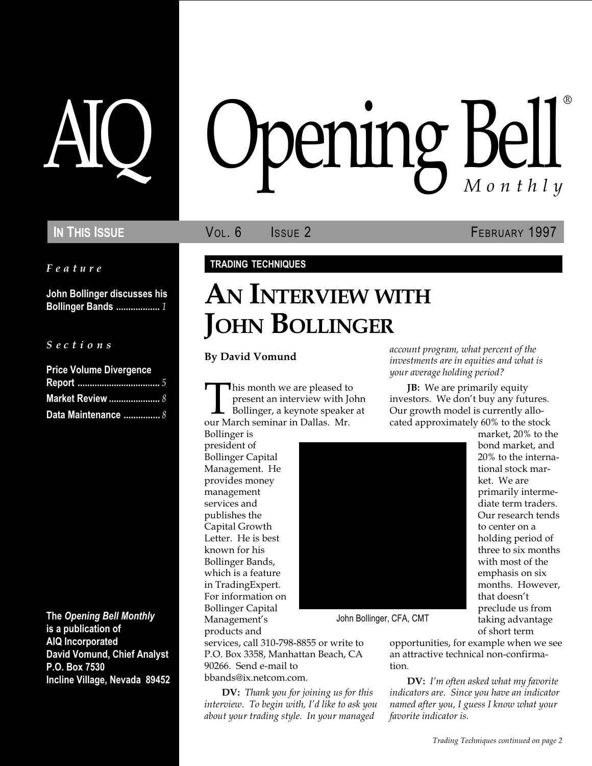# AIQ Opening Bell® *Monthly*

**IN THIS ISSUE** VOL. 6 ISSUE 2 FEBRUARY 1997

*Feature*

**John Bollinger discusses his Bollinger Bands** .................. *1*

*Sections*

**Price Volume Divergence Report** .................................. *5*

**Market Review** ..................... *8*

**Data Maintenance** ............... *8*

**The *Opening Bell Monthly* is a publication of AIQ Incorporated David Vomund, Chief Analyst P.O. Box 7530 Incline Village, Nevada 89452**

**TRADING TECHNIQUES**

## AN INTERVIEW WITH JOHN BOLLINGER

**By David Vomund**

This month we are pleased to present an interview with John Bollinger, a keynote speaker at our March seminar in Dallas. Mr. Bollinger is president of Bollinger Capital Management. He provides money management services and publishes the Capital Growth Letter. He is best known for his Bollinger Bands, which is a feature in TradingExpert. For information on Bollinger Capital Management's products and services, call 310-798-8855 or write to P.O. Box 3358, Manhattan Beach, CA 90266. Send e-mail to bbands@ix.netcom.com.

John Bollinger, CFA, CMT

**DV:** *Thank you for joining us for this interview. To begin with, I'd like to ask you about your trading style. In your managed account program, what percent of the investments are in equities and what is your average holding period?*

**JB:** We are primarily equity investors. We don't buy any futures. Our growth model is currently allocated approximately 60% to the stock market, 20% to the bond market, and 20% to the international stock market. We are primarily intermediate term traders. Our research tends to center on a holding period of three to six months with most of the emphasis on six months. However, that doesn't preclude us from taking advantage of short term opportunities, for example when we see an attractive technical non-confirmation.

**DV:** *I'm often asked what my favorite indicators are. Since you have an indicator named after you, I guess I know what your favorite indicator is.*

*Trading Techniques continued on page 2*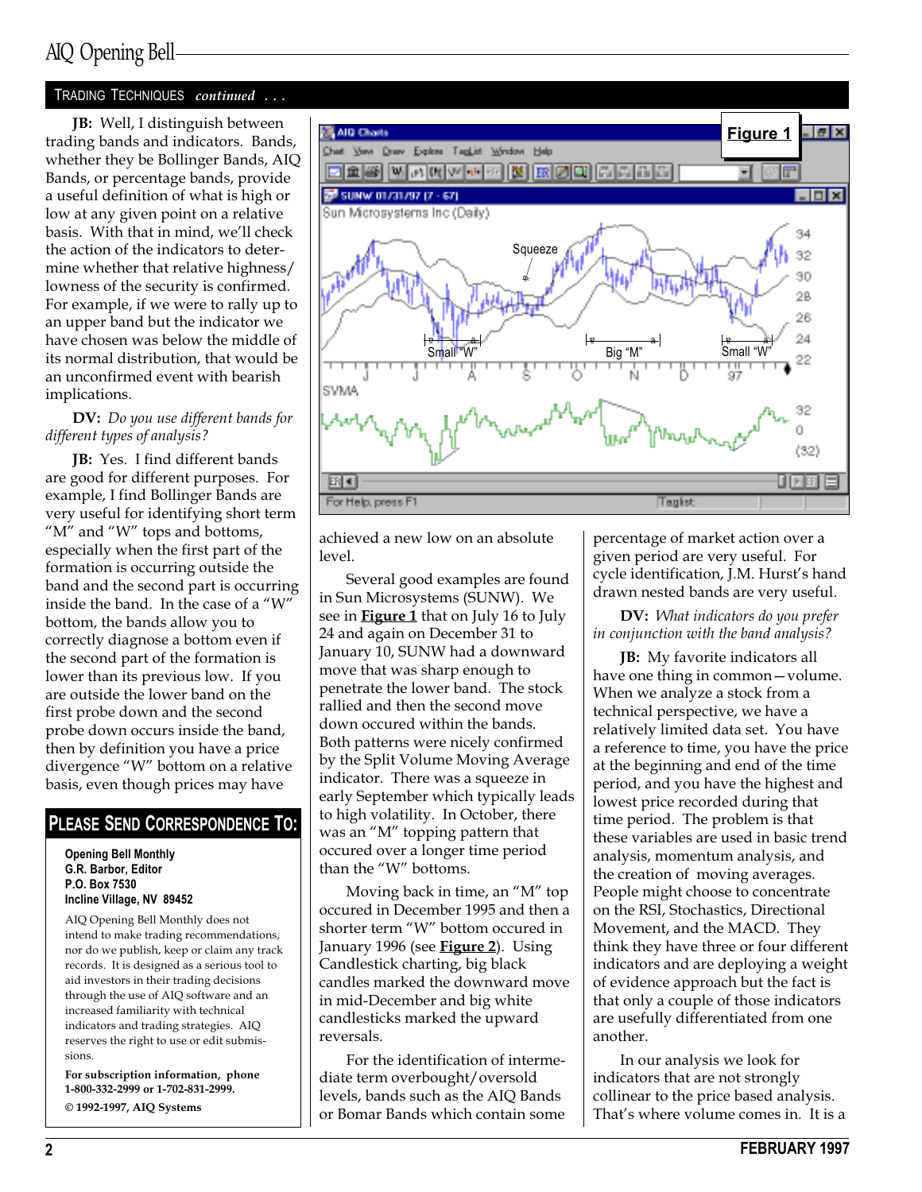## TRADING TECHNIQUES *continued . . .*

**JB:** Well, I distinguish between trading bands and indicators. Bands, whether they be Bollinger Bands, AIQ Bands, or percentage bands, provide a useful definition of what is high or low at any given point on a relative basis. With that in mind, we'll check the action of the indicators to determine whether that relative highness/lowness of the security is confirmed. For example, if we were to rally up to an upper band but the indicator we have chosen was below the middle of its normal distribution, that would be an unconfirmed event with bearish implications.

**DV:** *Do you use different bands for different types of analysis?*

**JB:** Yes. I find different bands are good for different purposes. For example, I find Bollinger Bands are very useful for identifying short term "M" and "W" tops and bottoms, especially when the first part of the formation is occurring outside the band and the second part is occurring inside the band. In the case of a "W" bottom, the bands allow you to correctly diagnose a bottom even if the second part of the formation is lower than its previous low. If you are outside the lower band on the first probe down and the second probe down occurs inside the band, then by definition you have a price divergence "W" bottom on a relative basis, even though prices may have achieved a new low on an absolute level.

**Figure 1**

Several good examples are found in Sun Microsystems (SUNW). We see in **Figure 1** that on July 16 to July 24 and again on December 31 to January 10, SUNW had a downward move that was sharp enough to penetrate the lower band. The stock rallied and then the second move down occured within the bands. Both patterns were nicely confirmed by the Split Volume Moving Average indicator. There was a squeeze in early September which typically leads to high volatility. In October, there was an "M" topping pattern that occured over a longer time period than the "W" bottoms.

Moving back in time, an "M" top occured in December 1995 and then a shorter term "W" bottom occured in January 1996 (see **Figure 2**). Using Candlestick charting, big black candles marked the downward move in mid-December and big white candlesticks marked the upward reversals.

For the identification of intermediate term overbought/oversold levels, bands such as the AIQ Bands or Bomar Bands which contain some percentage of market action over a given period are very useful. For cycle identification, J.M. Hurst's hand drawn nested bands are very useful.

**DV:** *What indicators do you prefer in conjunction with the band analysis?*

**JB:** My favorite indicators all have one thing in common—volume. When we analyze a stock from a technical perspective, we have a relatively limited data set. You have a reference to time, you have the price at the beginning and end of the time period, and you have the highest and lowest price recorded during that time period. The problem is that these variables are used in basic trend analysis, momentum analysis, and the creation of moving averages. People might choose to concentrate on the RSI, Stochastics, Directional Movement, and the MACD. They think they have three or four different indicators and are deploying a weight of evidence approach but the fact is that only a couple of those indicators are usefully differentiated from one another.

In our analysis we look for indicators that are not strongly collinear to the price based analysis. That's where volume comes in. It is a

## PLEASE SEND CORRESPONDENCE TO:

**Opening Bell Monthly**
**G.R. Barbor, Editor**
**P.O. Box 7530**
**Incline Village, NV 89452**

AIQ Opening Bell Monthly does not intend to make trading recommendations, nor do we publish, keep or claim any track records. It is designed as a serious tool to aid investors in their trading decisions through the use of AIQ software and an increased familiarity with technical indicators and trading strategies. AIQ reserves the right to use or edit submissions.

**For subscription information, phone 1-800-332-2999 or 1-702-831-2999.**

**© 1992-1997, AIQ Systems**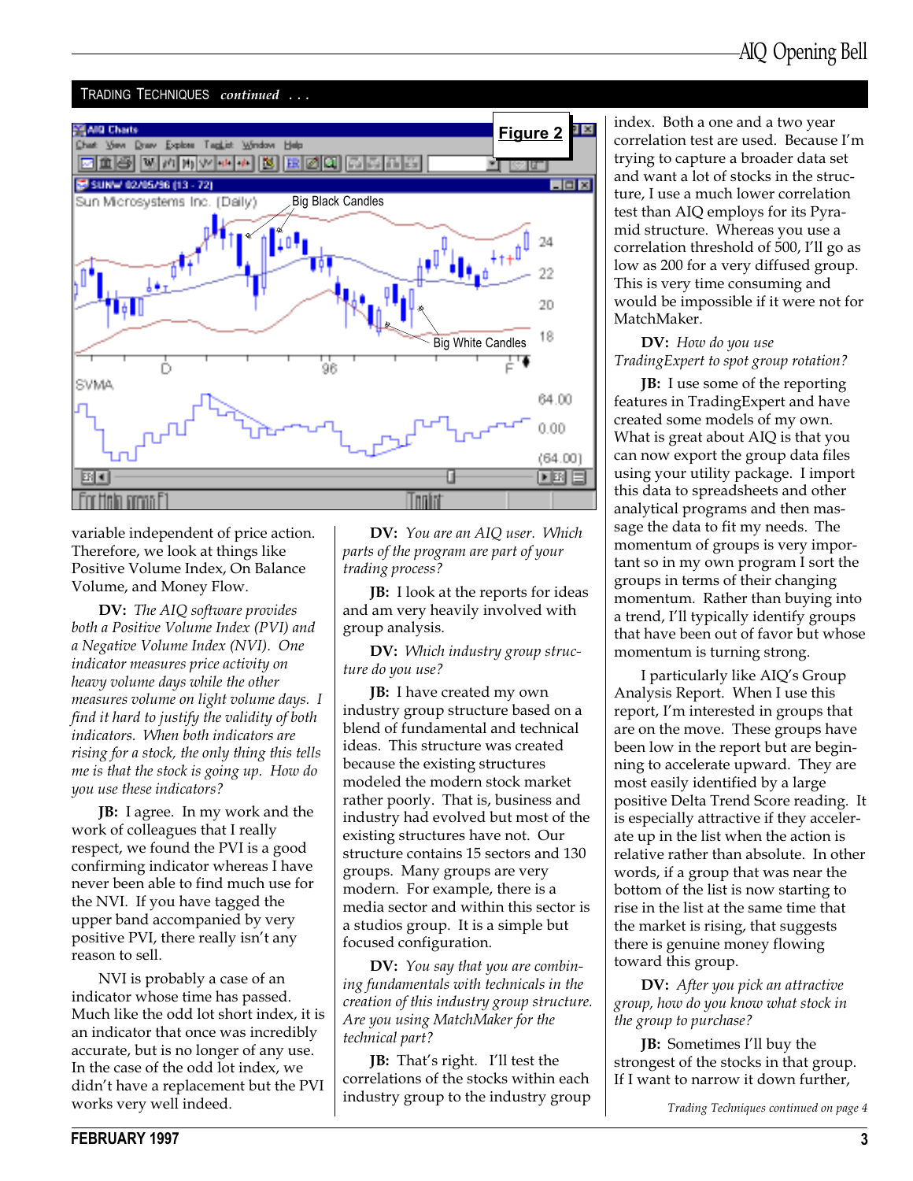## TRADING TECHNIQUES *continued . . .*

Figure 2

variable independent of price action. Therefore, we look at things like Positive Volume Index, On Balance Volume, and Money Flow.

**DV:** *The AIQ software provides both a Positive Volume Index (PVI) and a Negative Volume Index (NVI). One indicator measures price activity on heavy volume days while the other measures volume on light volume days. I find it hard to justify the validity of both indicators. When both indicators are rising for a stock, the only thing this tells me is that the stock is going up. How do you use these indicators?*

**JB:** I agree. In my work and the work of colleagues that I really respect, we found the PVI is a good confirming indicator whereas I have never been able to find much use for the NVI. If you have tagged the upper band accompanied by very positive PVI, there really isn't any reason to sell.

NVI is probably a case of an indicator whose time has passed. Much like the odd lot short index, it is an indicator that once was incredibly accurate, but is no longer of any use. In the case of the odd lot index, we didn't have a replacement but the PVI works very well indeed.

**DV:** *You are an AIQ user. Which parts of the program are part of your trading process?*

**JB:** I look at the reports for ideas and am very heavily involved with group analysis.

**DV:** *Which industry group structure do you use?*

**JB:** I have created my own industry group structure based on a blend of fundamental and technical ideas. This structure was created because the existing structures modeled the modern stock market rather poorly. That is, business and industry had evolved but most of the existing structures have not. Our structure contains 15 sectors and 130 groups. Many groups are very modern. For example, there is a media sector and within this sector is a studios group. It is a simple but focused configuration.

**DV:** *You say that you are combining fundamentals with technicals in the creation of this industry group structure. Are you using MatchMaker for the technical part?*

**JB:** That's right. I'll test the correlations of the stocks within each industry group to the industry group index. Both a one and a two year correlation test are used. Because I'm trying to capture a broader data set and want a lot of stocks in the structure, I use a much lower correlation test than AIQ employs for its Pyramid structure. Whereas you use a correlation threshold of 500, I'll go as low as 200 for a very diffused group. This is very time consuming and would be impossible if it were not for MatchMaker.

**DV:** *How do you use TradingExpert to spot group rotation?*

**JB:** I use some of the reporting features in TradingExpert and have created some models of my own. What is great about AIQ is that you can now export the group data files using your utility package. I import this data to spreadsheets and other analytical programs and then massage the data to fit my needs. The momentum of groups is very important so in my own program I sort the groups in terms of their changing momentum. Rather than buying into a trend, I'll typically identify groups that have been out of favor but whose momentum is turning strong.

I particularly like AIQ's Group Analysis Report. When I use this report, I'm interested in groups that are on the move. These groups have been low in the report but are beginning to accelerate upward. They are most easily identified by a large positive Delta Trend Score reading. It is especially attractive if they accelerate up in the list when the action is relative rather than absolute. In other words, if a group that was near the bottom of the list is now starting to rise in the list at the same time that the market is rising, that suggests there is genuine money flowing toward this group.

**DV:** *After you pick an attractive group, how do you know what stock in the group to purchase?*

**JB:** Sometimes I'll buy the strongest of the stocks in that group. If I want to narrow it down further,

*Trading Techniques continued on page 4*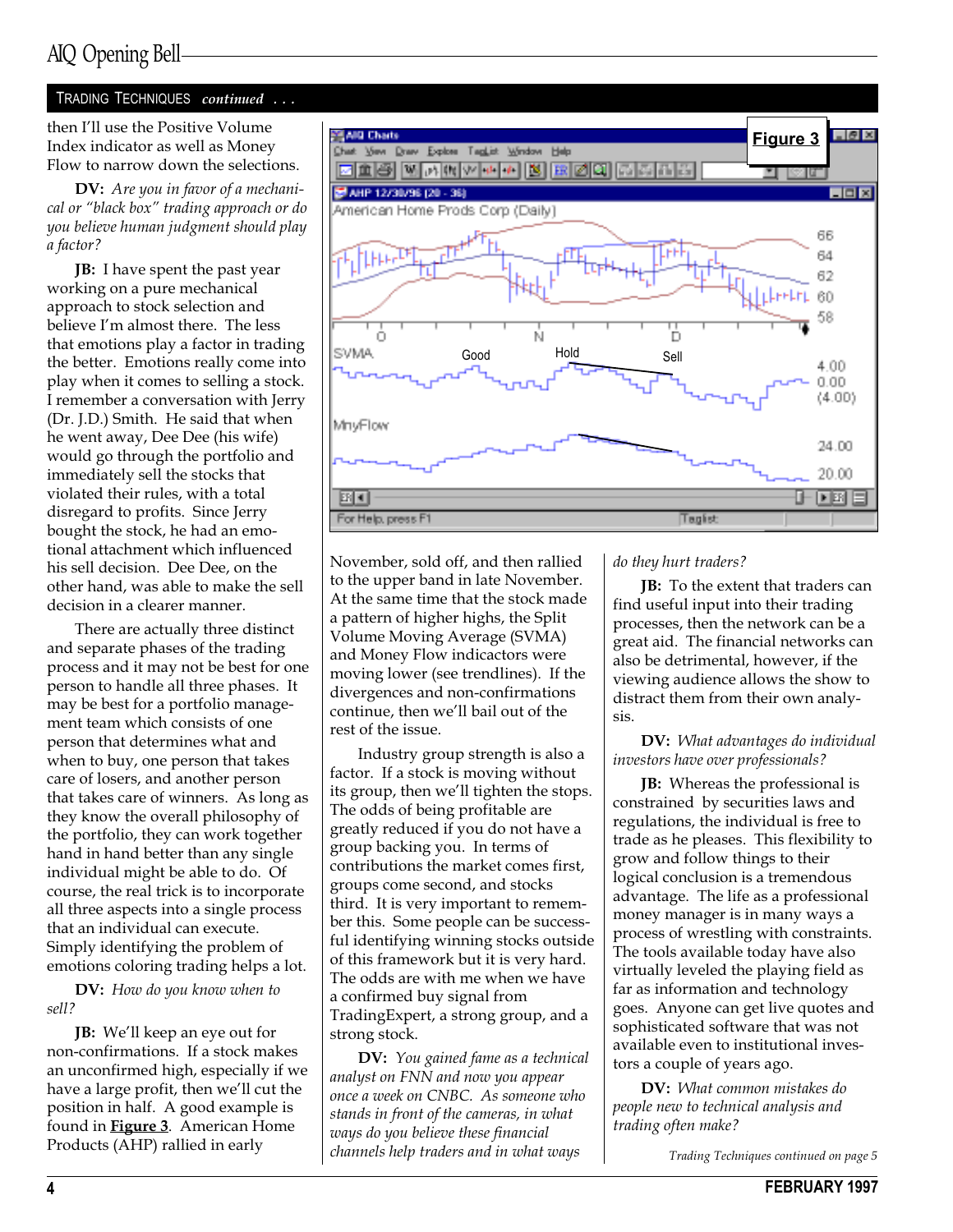## TRADING TECHNIQUES *continued . . .*

then I'll use the Positive Volume Index indicator as well as Money Flow to narrow down the selections.

**DV:** *Are you in favor of a mechanical or "black box" trading approach or do you believe human judgment should play a factor?*

**JB:** I have spent the past year working on a pure mechanical approach to stock selection and believe I'm almost there. The less that emotions play a factor in trading the better. Emotions really come into play when it comes to selling a stock. I remember a conversation with Jerry (Dr. J.D.) Smith. He said that when he went away, Dee Dee (his wife) would go through the portfolio and immediately sell the stocks that violated their rules, with a total disregard to profits. Since Jerry bought the stock, he had an emotional attachment which influenced his sell decision. Dee Dee, on the other hand, was able to make the sell decision in a clearer manner.

There are actually three distinct and separate phases of the trading process and it may not be best for one person to handle all three phases. It may be best for a portfolio management team which consists of one person that determines what and when to buy, one person that takes care of losers, and another person that takes care of winners. As long as they know the overall philosophy of the portfolio, they can work together hand in hand better than any single individual might be able to do. Of course, the real trick is to incorporate all three aspects into a single process that an individual can execute. Simply identifying the problem of emotions coloring trading helps a lot.

**DV:** *How do you know when to sell?*

**JB:** We'll keep an eye out for non-confirmations. If a stock makes an unconfirmed high, especially if we have a large position, then we'll cut the position in half. A good example is found in **Figure 3**. American Home Products (AHP) rallied in early November, sold off, and then rallied to the upper band in late November. At the same time that the stock made a pattern of higher highs, the Split Volume Moving Average (SVMA) and Money Flow indicactors were moving lower (see trendlines). If the divergences and non-confirmations continue, then we'll bail out of the rest of the issue.

**Figure 3**

Industry group strength is also a factor. If a stock is moving without its group, then we'll tighten the stops. The odds of being profitable are greatly reduced if you do not have a group backing you. In terms of contributions the market comes first, groups come second, and stocks third. It is very important to remember this. Some people can be successful identifying winning stocks outside of this framework but it is very hard. The odds are with me when we have a confirmed buy signal from TradingExpert, a strong group, and a strong stock.

**DV:** *You gained fame as a technical analyst on FNN and now you appear once a week on CNBC. As someone who stands in front of the cameras, in what ways do you believe these financial channels help traders and in what ways do they hurt traders?*

**JB:** To the extent that traders can find useful input into their trading processes, then the network can be a great aid. The financial networks can also be detrimental, however, if the viewing audience allows the show to distract them from their own analysis.

**DV:** *What advantages do individual investors have over professionals?*

**JB:** Whereas the professional is constrained by securities laws and regulations, the individual is free to trade as he pleases. This flexibility to grow and follow things to their logical conclusion is a tremendous advantage. The life as a professional money manager is in many ways a process of wrestling with constraints. The tools available today have also virtually leveled the playing field as far as information and technology goes. Anyone can get live quotes and sophisticated software that was not available even to institutional investors a couple of years ago.

**DV:** *What common mistakes do people new to technical analysis and trading often make?*

*Trading Techniques continued on page 5*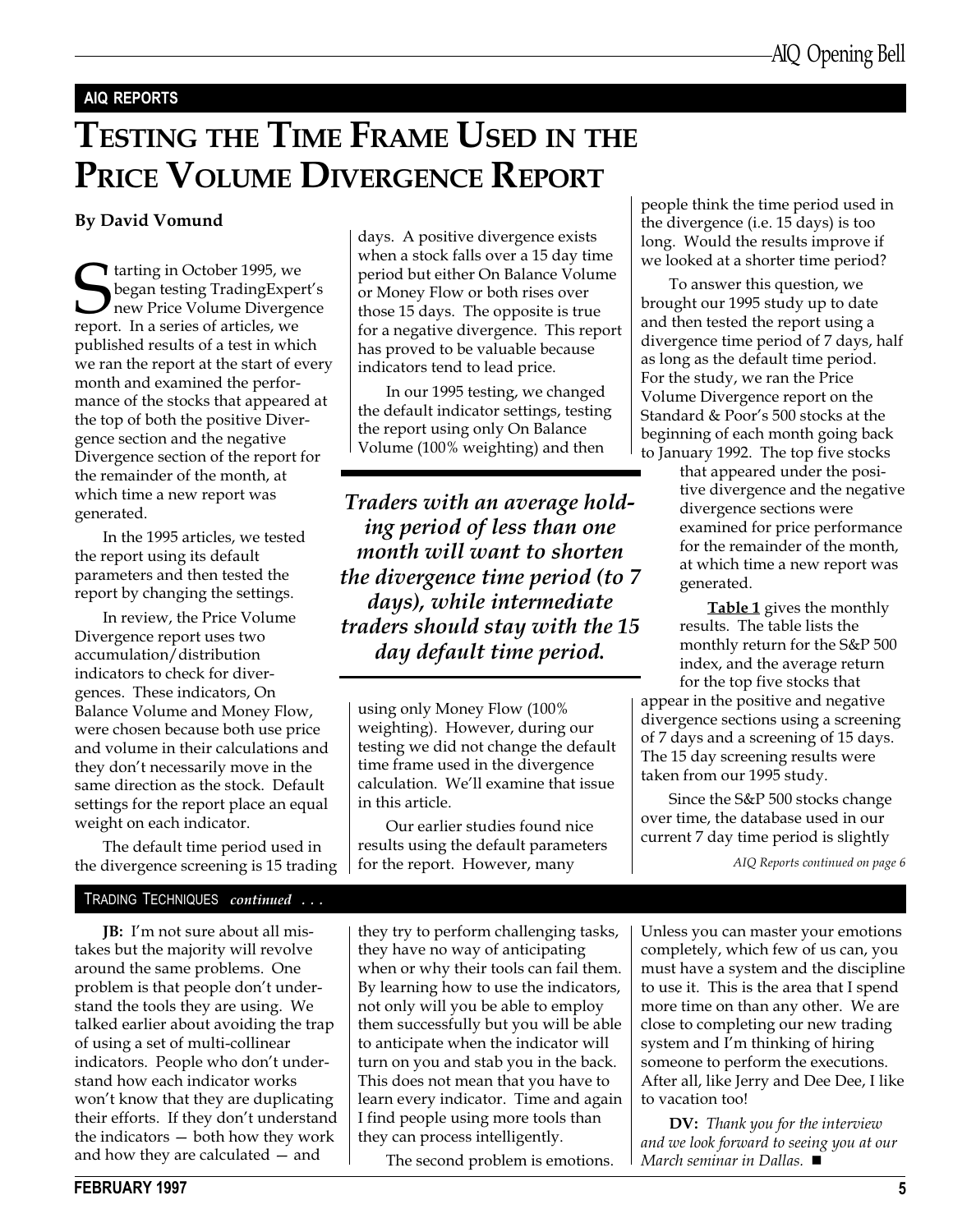AIQ REPORTS

# Testing the Time Frame Used in the Price Volume Divergence Report

**By David Vomund**

Starting in October 1995, we began testing TradingExpert's new Price Volume Divergence report. In a series of articles, we published results of a test in which we ran the report at the start of every month and examined the performance of the stocks that appeared at the top of both the positive Divergence section and the negative Divergence section of the report for the remainder of the month, at which time a new report was generated.

In the 1995 articles, we tested the report using its default parameters and then tested the report by changing the settings.

In review, the Price Volume Divergence report uses two accumulation/distribution indicators to check for divergences. These indicators, On Balance Volume and Money Flow, were chosen because both use price and volume in their calculations and they don't necessarily move in the same direction as the stock. Default settings for the report place an equal weight on each indicator.

The default time period used in the divergence screening is 15 trading days. A positive divergence exists when a stock falls over a 15 day time period but either On Balance Volume or Money Flow or both rises over those 15 days. The opposite is true for a negative divergence. This report has proved to be valuable because indicators tend to lead price.

In our 1995 testing, we changed the default indicator settings, testing the report using only On Balance Volume (100% weighting) and then using only Money Flow (100% weighting). However, during our testing we did not change the default time frame used in the divergence calculation. We'll examine that issue in this article.

> ***Traders with an average holding period of less than one month will want to shorten the divergence time period (to 7 days), while intermediate traders should stay with the 15 day default time period.***

Our earlier studies found nice results using the default parameters for the report. However, many people think the time period used in the divergence (i.e. 15 days) is too long. Would the results improve if we looked at a shorter time period?

To answer this question, we brought our 1995 study up to date and then tested the report using a divergence time period of 7 days, half as long as the default time period. For the study, we ran the Price Volume Divergence report on the Standard & Poor's 500 stocks at the beginning of each month going back to January 1992. The top five stocks that appeared under the positive divergence and the negative divergence sections were examined for price performance for the remainder of the month, at which time a new report was generated.

**Table 1** gives the monthly results. The table lists the monthly return for the S&P 500 index, and the average return for the top five stocks that appear in the positive and negative divergence sections using a screening of 7 days and a screening of 15 days. The 15 day screening results were taken from our 1995 study.

Since the S&P 500 stocks change over time, the database used in our current 7 day time period is slightly

*AIQ Reports continued on page 6*

---

TRADING TECHNIQUES *continued . . .*

**JB:** I'm not sure about all mistakes but the majority will revolve around the same problems. One problem is that people don't understand the tools they are using. We talked earlier about avoiding the trap of using a set of multi-collinear indicators. People who don't understand how each indicator works won't know that they are duplicating their efforts. If they don't understand the indicators — both how they work and how they are calculated — and they try to perform challenging tasks, they have no way of anticipating when or why their tools can fail them. By learning how to use the indicators, not only will you be able to employ them successfully but you will be able to anticipate when the indicator will turn on you and stab you in the back. This does not mean that you have to learn every indicator. Time and again I find people using more tools than they can process intelligently.

The second problem is emotions. Unless you can master your emotions completely, which few of us can, you must have a system and the discipline to use it. This is the area that I spend more time on than any other. We are close to completing our new trading system and I'm thinking of hiring someone to perform the executions. After all, like Jerry and Dee Dee, I like to vacation too!

**DV:** *Thank you for the interview and we look forward to seeing you at our March seminar in Dallas.* ■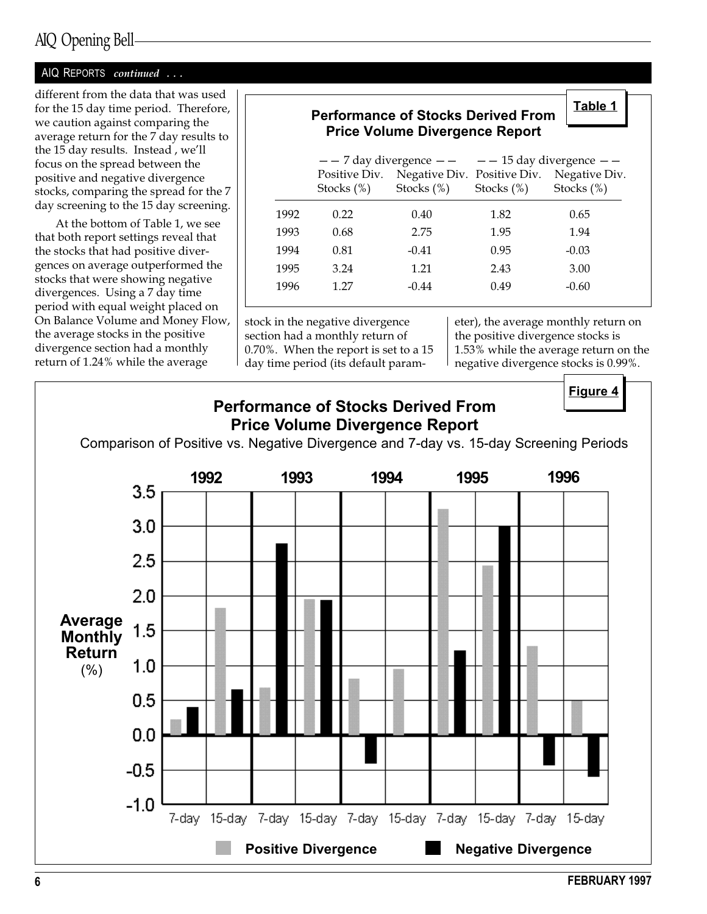AIQ REPORTS *continued . . .*

different from the data that was used for the 15 day time period. Therefore, we caution against comparing the average return for the 7 day results to the 15 day results. Instead , we'll focus on the spread between the positive and negative divergence stocks, comparing the spread for the 7 day screening to the 15 day screening.

At the bottom of Table 1, we see that both report settings reveal that the stocks that had positive divergences on average outperformed the stocks that were showing negative divergences. Using a 7 day time period with equal weight placed on On Balance Volume and Money Flow, the average stocks in the positive divergence section had a monthly return of 1.24% while the average stock in the negative divergence section had a monthly return of 0.70%. When the report is set to a 15 day time period (its default parameter), the average monthly return on the positive divergence stocks is 1.53% while the average return on the negative divergence stocks is 0.99%.

**Table 1**

**Performance of Stocks Derived From Price Volume Divergence Report**

| | — — 7 day divergence — — | | — — 15 day divergence — — | |
|---|---|---|---|---|
| | Positive Div. Stocks (%) | Negative Div. Stocks (%) | Positive Div. Stocks (%) | Negative Div. Stocks (%) |
| 1992 | 0.22 | 0.40 | 1.82 | 0.65 |
| 1993 | 0.68 | 2.75 | 1.95 | 1.94 |
| 1994 | 0.81 | -0.41 | 0.95 | -0.03 |
| 1995 | 3.24 | 1.21 | 2.43 | 3.00 |
| 1996 | 1.27 | -0.44 | 0.49 | -0.60 |

**Figure 4**

**Performance of Stocks Derived From Price Volume Divergence Report**

Comparison of Positive vs. Negative Divergence and 7-day vs. 15-day Screening Periods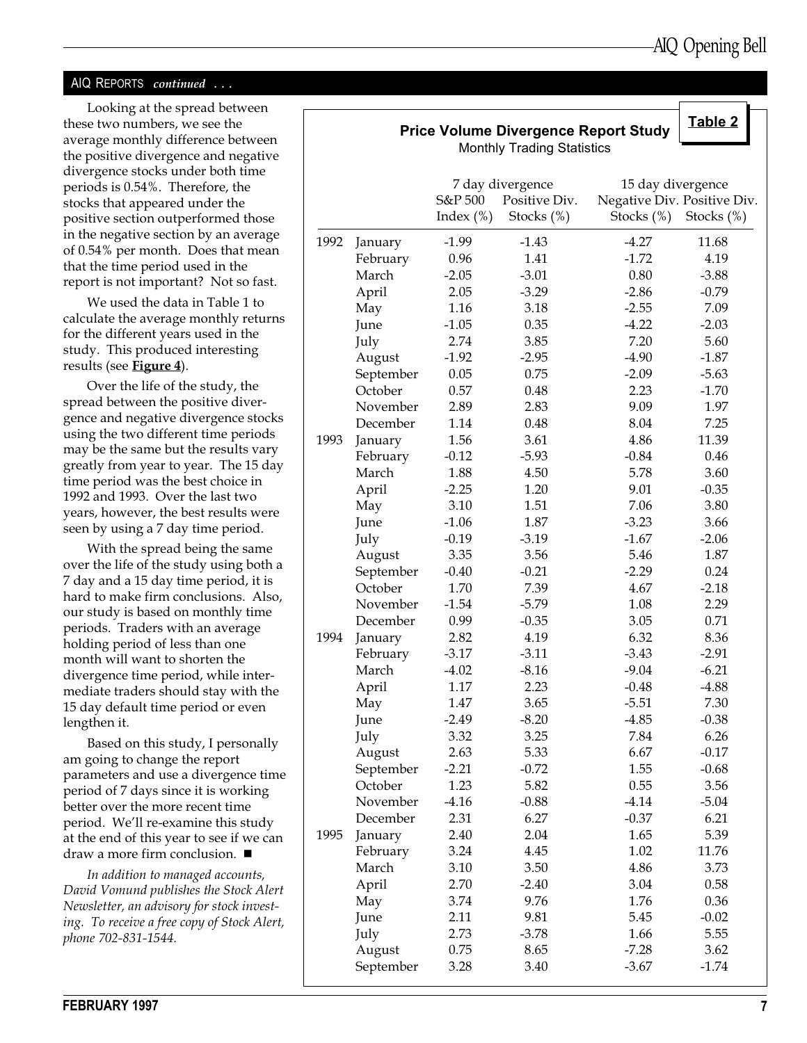AIQ REPORTS *continued . . .*

Looking at the spread between these two numbers, we see the average monthly difference between the positive divergence and negative divergence stocks under both time periods is 0.54%. Therefore, the stocks that appeared under the positive section outperformed those in the negative section by an average of 0.54% per month. Does that mean that the time period used in the report is not important? Not so fast.

We used the data in Table 1 to calculate the average monthly returns for the different years used in the study. This produced interesting results (see **Figure 4**).

Over the life of the study, the spread between the positive divergence and negative divergence stocks using the two different time periods may be the same but the results vary greatly from year to year. The 15 day time period was the best choice in 1992 and 1993. Over the last two years, however, the best results were seen by using a 7 day time period.

With the spread being the same over the life of the study using both a 7 day and a 15 day time period, it is hard to make firm conclusions. Also, our study is based on monthly time periods. Traders with an average holding period of less than one month will want to shorten the divergence time period, while intermediate traders should stay with the 15 day default time period or even lengthen it.

Based on this study, I personally am going to change the report parameters and use a divergence time period of 7 days since it is working better over the more recent time period. We'll re-examine this study at the end of this year to see if we can draw a more firm conclusion. ■

*In addition to managed accounts, David Vomund publishes the Stock Alert Newsletter, an advisory for stock investing. To receive a free copy of Stock Alert, phone 702-831-1544.*

**Table 2**

**Price Volume Divergence Report Study**
Monthly Trading Statistics

| | | | 7 day divergence | 15 day divergence | |
|---|---|---|---|---|---|
| | | S&P 500 Index (%) | Positive Div. Stocks (%) | Negative Div. Stocks (%) | Positive Div. Stocks (%) |
| 1992 | January | -1.99 | -1.43 | -4.27 | 11.68 |
| | February | 0.96 | 1.41 | -1.72 | 4.19 |
| | March | -2.05 | -3.01 | 0.80 | -3.88 |
| | April | 2.05 | -3.29 | -2.86 | -0.79 |
| | May | 1.16 | 3.18 | -2.55 | 7.09 |
| | June | -1.05 | 0.35 | -4.22 | -2.03 |
| | July | 2.74 | 3.85 | 7.20 | 5.60 |
| | August | -1.92 | -2.95 | -4.90 | -1.87 |
| | September | 0.05 | 0.75 | -2.09 | -5.63 |
| | October | 0.57 | 0.48 | 2.23 | -1.70 |
| | November | 2.89 | 2.83 | 9.09 | 1.97 |
| | December | 1.14 | 0.48 | 8.04 | 7.25 |
| 1993 | January | 1.56 | 3.61 | 4.86 | 11.39 |
| | February | -0.12 | -5.93 | -0.84 | 0.46 |
| | March | 1.88 | 4.50 | 5.78 | 3.60 |
| | April | -2.25 | 1.20 | 9.01 | -0.35 |
| | May | 3.10 | 1.51 | 7.06 | 3.80 |
| | June | -1.06 | 1.87 | -3.23 | 3.66 |
| | July | -0.19 | -3.19 | -1.67 | -2.06 |
| | August | 3.35 | 3.56 | 5.46 | 1.87 |
| | September | -0.40 | -0.21 | -2.29 | 0.24 |
| | October | 1.70 | 7.39 | 4.67 | -2.18 |
| | November | -1.54 | -5.79 | 1.08 | 2.29 |
| | December | 0.99 | -0.35 | 3.05 | 0.71 |
| 1994 | January | 2.82 | 4.19 | 6.32 | 8.36 |
| | February | -3.17 | -3.11 | -3.43 | -2.91 |
| | March | -4.02 | -8.16 | -9.04 | -6.21 |
| | April | 1.17 | 2.23 | -0.48 | -4.88 |
| | May | 1.47 | 3.65 | -5.51 | 7.30 |
| | June | -2.49 | -8.20 | -4.85 | -0.38 |
| | July | 3.32 | 3.25 | 7.84 | 6.26 |
| | August | 2.63 | 5.33 | 6.67 | -0.17 |
| | September | -2.21 | -0.72 | 1.55 | -0.68 |
| | October | 1.23 | 5.82 | 0.55 | 3.56 |
| | November | -4.16 | -0.88 | -4.14 | -5.04 |
| | December | 2.31 | 6.27 | -0.37 | 6.21 |
| 1995 | January | 2.40 | 2.04 | 1.65 | 5.39 |
| | February | 3.24 | 4.45 | 1.02 | 11.76 |
| | March | 3.10 | 3.50 | 4.86 | 3.73 |
| | April | 2.70 | -2.40 | 3.04 | 0.58 |
| | May | 3.74 | 9.76 | 1.76 | 0.36 |
| | June | 2.11 | 9.81 | 5.45 | -0.02 |
| | July | 2.73 | -3.78 | 1.66 | 5.55 |
| | August | 0.75 | 8.65 | -7.28 | 3.62 |
| | September | 3.28 | 3.40 | -3.67 | -1.74 |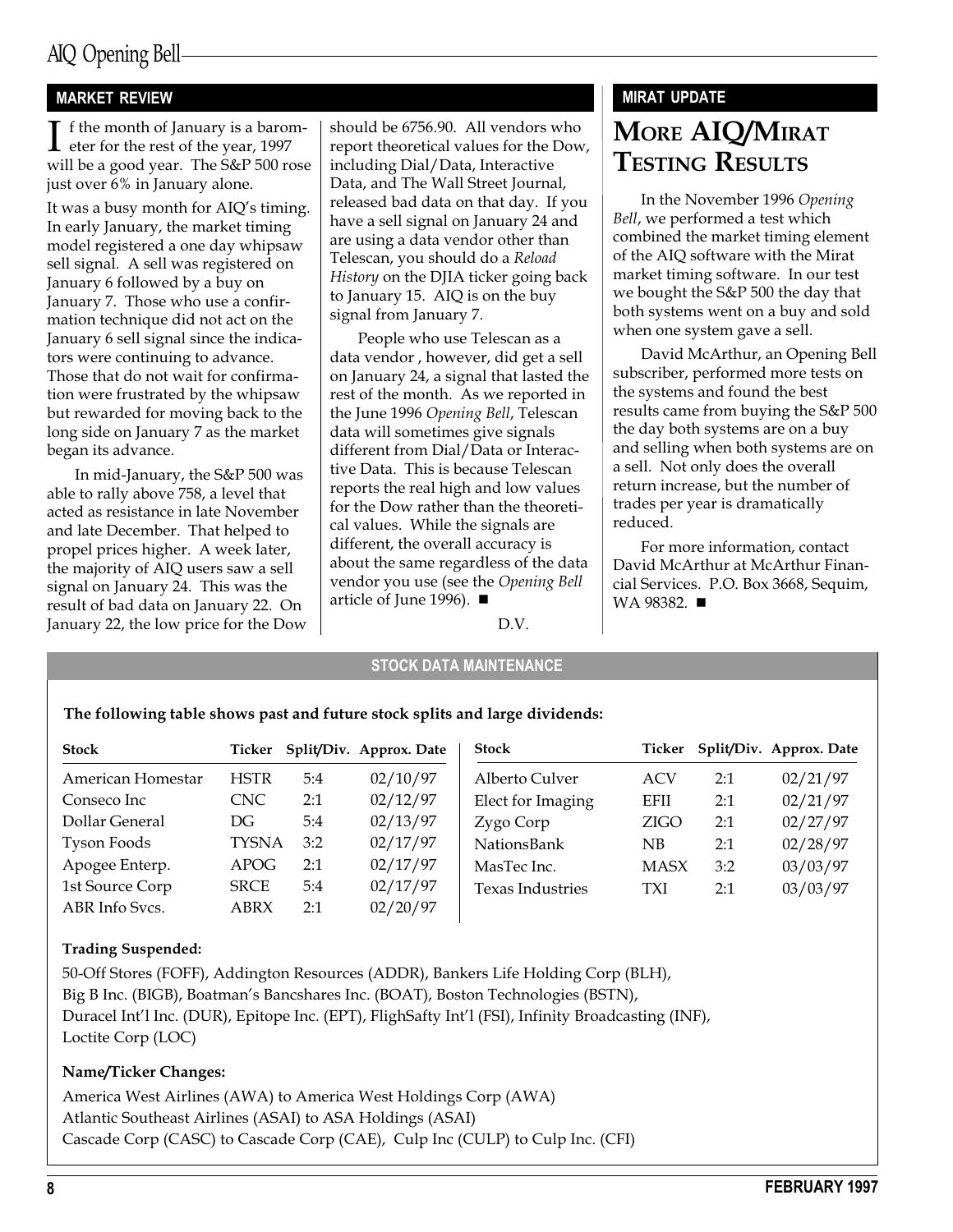## MARKET REVIEW

If the month of January is a barometer for the rest of the year, 1997 will be a good year. The S&P 500 rose just over 6% in January alone.

It was a busy month for AIQ's timing. In early January, the market timing model registered a one day whipsaw sell signal. A sell was registered on January 6 followed by a buy on January 7. Those who use a confirmation technique did not act on the January 6 sell signal since the indicators were continuing to advance. Those that do not wait for confirmation were frustrated by the whipsaw but rewarded for moving back to the long side on January 7 as the market began its advance.

In mid-January, the S&P 500 was able to rally above 758, a level that acted as resistance in late November and late December. That helped to propel prices higher. A week later, the majority of AIQ users saw a sell signal on January 24. This was the result of bad data on January 22. On January 22, the low price for the Dow should be 6756.90. All vendors who report theoretical values for the Dow, including Dial/Data, Interactive Data, and The Wall Street Journal, released bad data on that day. If you have a sell signal on January 24 and are using a data vendor other than Telescan, you should do a *Reload History* on the DJIA ticker going back to January 15. AIQ is on the buy signal from January 7.

People who use Telescan as a data vendor , however, did get a sell on January 24, a signal that lasted the rest of the month. As we reported in the June 1996 *Opening Bell*, Telescan data will sometimes give signals different from Dial/Data or Interactive Data. This is because Telescan reports the real high and low values for the Dow rather than the theoretical values. While the signals are different, the overall accuracy is about the same regardless of the data vendor you use (see the *Opening Bell* article of June 1996). ■

D.V.

## MIRAT UPDATE

# MORE AIQ/MIRAT TESTING RESULTS

In the November 1996 *Opening Bell*, we performed a test which combined the market timing element of the AIQ software with the Mirat market timing software. In our test we bought the S&P 500 the day that both systems went on a buy and sold when one system gave a sell.

David McArthur, an Opening Bell subscriber, performed more tests on the systems and found the best results came from buying the S&P 500 the day both systems are on a buy and selling when both systems are on a sell. Not only does the overall return increase, but the number of trades per year is dramatically reduced.

For more information, contact David McArthur at McArthur Financial Services. P.O. Box 3668, Sequim, WA 98382. ■

## STOCK DATA MAINTENANCE

**The following table shows past and future stock splits and large dividends:**

| Stock | Ticker | Split/Div. | Approx. Date |
|---|---|---|---|
| American Homestar | HSTR | 5:4 | 02/10/97 |
| Conseco Inc | CNC | 2:1 | 02/12/97 |
| Dollar General | DG | 5:4 | 02/13/97 |
| Tyson Foods | TYSNA | 3:2 | 02/17/97 |
| Apogee Enterp. | APOG | 2:1 | 02/17/97 |
| 1st Source Corp | SRCE | 5:4 | 02/17/97 |
| ABR Info Svcs. | ABRX | 2:1 | 02/20/97 |
| Alberto Culver | ACV | 2:1 | 02/21/97 |
| Elect for Imaging | EFII | 2:1 | 02/21/97 |
| Zygo Corp | ZIGO | 2:1 | 02/27/97 |
| NationsBank | NB | 2:1 | 02/28/97 |
| MasTec Inc. | MASX | 3:2 | 03/03/97 |
| Texas Industries | TXI | 2:1 | 03/03/97 |

**Trading Suspended:**

50-Off Stores (FOFF), Addington Resources (ADDR), Bankers Life Holding Corp (BLH), Big B Inc. (BIGB), Boatman's Bancshares Inc. (BOAT), Boston Technologies (BSTN), Duracel Int'l Inc. (DUR), Epitope Inc. (EPT), FlighSafty Int'l (FSI), Infinity Broadcasting (INF), Loctite Corp (LOC)

**Name/Ticker Changes:**

America West Airlines (AWA) to America West Holdings Corp (AWA)
Atlantic Southeast Airlines (ASAI) to ASA Holdings (ASAI)
Cascade Corp (CASC) to Cascade Corp (CAE), Culp Inc (CULP) to Culp Inc. (CFI)